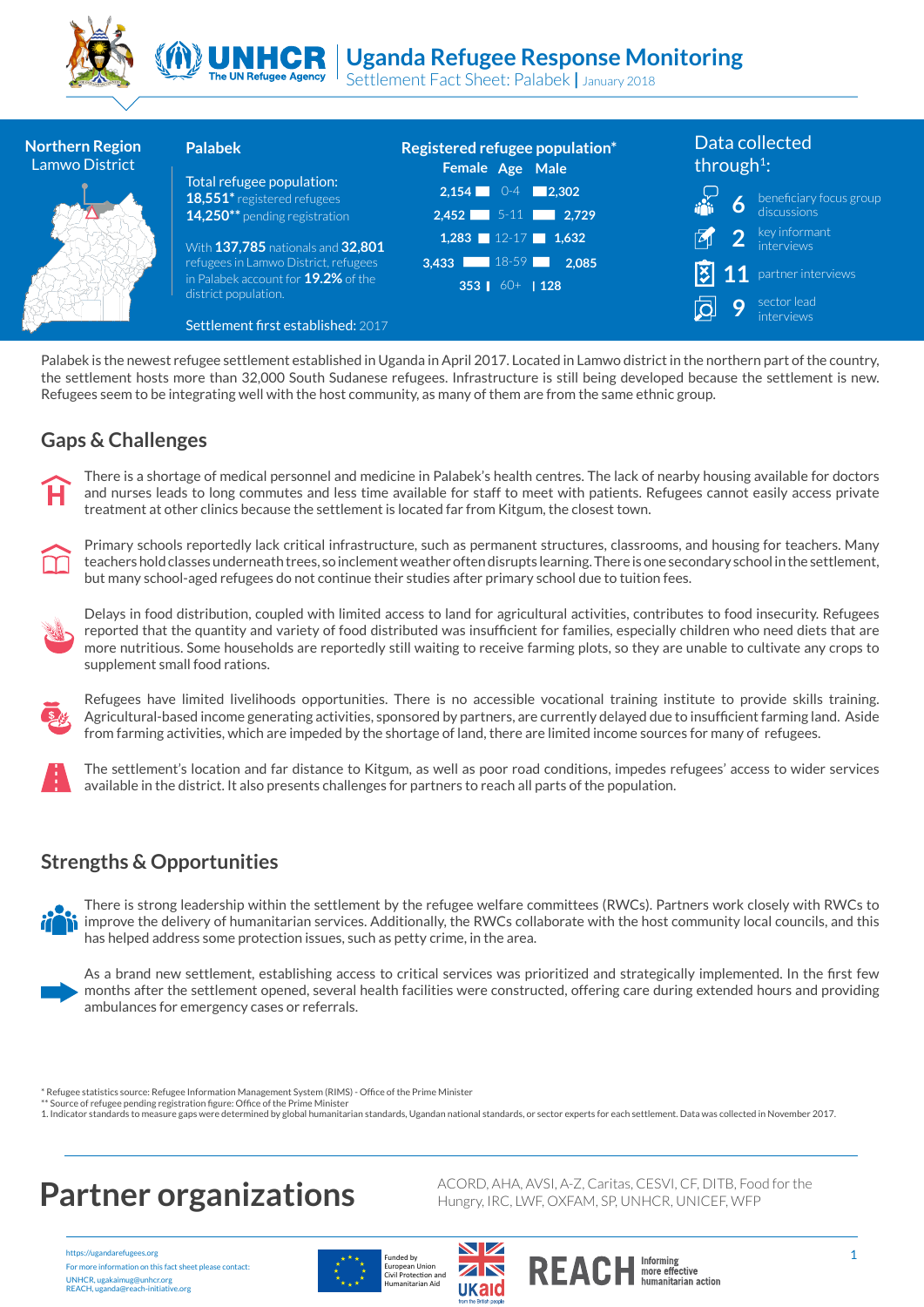# Uganda Refugee Response Monitoring

Settlement Fact Sheet: Palabek | January 2018

**Northern Region**
Lamwo District

## Palabek

Total refugee population:
**18,551*** registered refugees
**14,250**** pending registration

With **137,785** nationals and **32,801** refugees in Lamwo District, refugees in Palabek account for **19.2%** of the district population.

Settlement first established: 2017

### Registered refugee population*

| Female | Age | Male |
| --- | --- | --- |
| 2,154 | 0-4 | 2,302 |
| 2,452 | 5-11 | 2,729 |
| 1,283 | 12-17 | 1,632 |
| 3,433 | 18-59 | 2,085 |
| 353 | 60+ | 128 |

### Data collected through[1]:

- **6** beneficiary focus group discussions
- **2** key informant interviews
- **11** partner interviews
- **9** sector lead interviews

Palabek is the newest refugee settlement established in Uganda in April 2017. Located in Lamwo district in the northern part of the country, the settlement hosts more than 32,000 South Sudanese refugees. Infrastructure is still being developed because the settlement is new. Refugees seem to be integrating well with the host community, as many of them are from the same ethnic group.

## Gaps & Challenges

There is a shortage of medical personnel and medicine in Palabek's health centres. The lack of nearby housing available for doctors and nurses leads to long commutes and less time available for staff to meet with patients. Refugees cannot easily access private treatment at other clinics because the settlement is located far from Kitgum, the closest town.

Primary schools reportedly lack critical infrastructure, such as permanent structures, classrooms, and housing for teachers. Many teachers hold classes underneath trees, so inclement weather often disrupts learning. There is one secondary school in the settlement, but many school-aged refugees do not continue their studies after primary school due to tuition fees.

Delays in food distribution, coupled with limited access to land for agricultural activities, contributes to food insecurity. Refugees reported that the quantity and variety of food distributed was insufficient for families, especially children who need diets that are more nutritious. Some households are reportedly still waiting to receive farming plots, so they are unable to cultivate any crops to supplement small food rations.

Refugees have limited livelihoods opportunities. There is no accessible vocational training institute to provide skills training. Agricultural-based income generating activities, sponsored by partners, are currently delayed due to insufficient farming land. Aside from farming activities, which are impeded by the shortage of land, there are limited income sources for many of refugees.

The settlement's location and far distance to Kitgum, as well as poor road conditions, impedes refugees' access to wider services available in the district. It also presents challenges for partners to reach all parts of the population.

## Strengths & Opportunities

There is strong leadership within the settlement by the refugee welfare committees (RWCs). Partners work closely with RWCs to improve the delivery of humanitarian services. Additionally, the RWCs collaborate with the host community local councils, and this has helped address some protection issues, such as petty crime, in the area.

As a brand new settlement, establishing access to critical services was prioritized and strategically implemented. In the first few months after the settlement opened, several health facilities were constructed, offering care during extended hours and providing ambulances for emergency cases or referrals.

\* Refugee statistics source: Refugee Information Management System (RIMS) - Office of the Prime Minister
\*\* Source of refugee pending registration figure: Office of the Prime Minister
1. Indicator standards to measure gaps were determined by global humanitarian standards, Ugandan national standards, or sector experts for each settlement. Data was collected in November 2017.

# Partner organizations

ACORD, AHA, AVSI, A-Z, Caritas, CESVI, CF, DITB, Food for the Hungry, IRC, LWF, OXFAM, SP, UNHCR, UNICEF, WFP

https://ugandarefugees.org
For more information on this fact sheet please contact:
UNHCR, ugakaimug@unhcr.org
REACH, uganda@reach-initiative.org

Funded by European Union Civil Protection and Humanitarian Aid

UKaid from the British people

REACH Informing more effective humanitarian action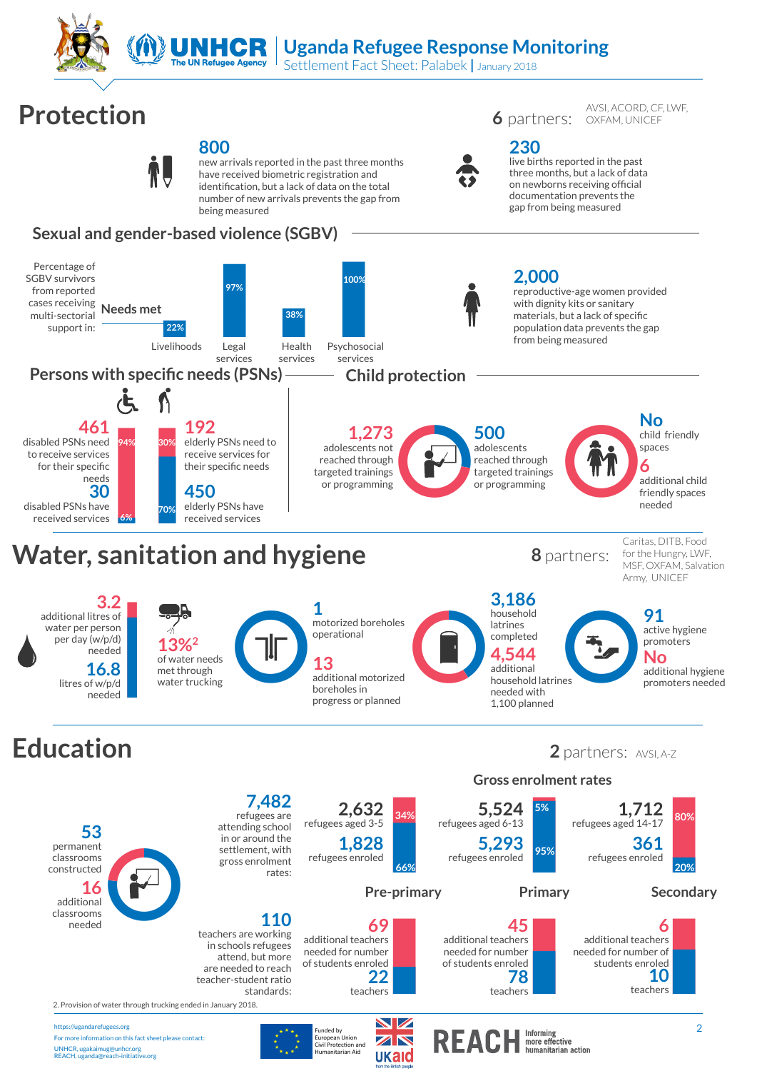# Uganda Refugee Response Monitoring

Settlement Fact Sheet: Palabek | January 2018

## Protection

**6** partners: AVSI, ACORD, CF, LWF, OXFAM, UNICEF

**800**
new arrivals reported in the past three months have received biometric registration and identification, but a lack of data on the total number of new arrivals prevents the gap from being measured

**230**
live births reported in the past three months, but a lack of data on newborns receiving official documentation prevents the gap from being measured

### Sexual and gender-based violence (SGBV)

Percentage of SGBV survivors from reported cases receiving multi-sectorial support in: **Needs met**

| Livelihoods | Legal services | Health services | Psychosocial services |
|---|---|---|---|
| 22% | 97% | 38% | 100% |

**2,000**
reproductive-age women provided with dignity kits or sanitary materials, but a lack of specific population data prevents the gap from being measured

### Persons with specific needs (PSNs)

**461** disabled PSNs need to receive services for their specific needs (94%)
**30** disabled PSNs have received services (6%)

**192** elderly PSNs need to receive services for their specific needs (30%)
**450** elderly PSNs have received services (70%)

### Child protection

**1,273** adolescents not reached through targeted trainings or programming

**500** adolescents reached through targeted trainings or programming

**No** child friendly spaces

**6** additional child friendly spaces needed

## Water, sanitation and hygiene

**8** partners: Caritas, DITB, Food for the Hungry, LWF, MSF, OXFAM, Salvation Army, UNICEF

**3.2** additional litres of water per person per day (w/p/d) needed

**16.8** litres of w/p/d needed

**13%**[2] of water needs met through water trucking

**1** motorized boreholes operational

**13** additional motorized boreholes in progress or planned

**3,186** household latrines completed

**4,544** additional household latrines needed with 1,100 planned

**91** active hygiene promoters

**No** additional hygiene promoters needed

## Education

**2** partners: AVSI, A-Z

**53** permanent classrooms constructed

**16** additional classrooms needed

**7,482** refugees are attending school in or around the settlement, with gross enrolment rates:

**110** teachers are working in schools refugees attend, but more are needed to reach teacher-student ratio standards:

### Gross enrolment rates

| | Pre-primary | Primary | Secondary |
|---|---|---|---|
| Refugees aged | 2,632 (aged 3-5) | 5,524 (aged 6-13) | 1,712 (aged 14-17) |
| Refugees enroled | 1,828 | 5,293 | 361 |
| Not enroled | 34% | 5% | 80% |
| Enroled | 66% | 95% | 20% |
| Additional teachers needed for number of students enroled | 69 | 45 | 6 |
| Teachers | 22 | 78 | 10 |

2. Provision of water through trucking ended in January 2018.

https://ugandarefugees.org
For more information on this fact sheet please contact:
UNHCR, ugakaimug@unhcr.org
REACH, uganda@reach-initiative.org

Funded by European Union Civil Protection and Humanitarian Aid

UKaid from the British people

REACH Informing more effective humanitarian action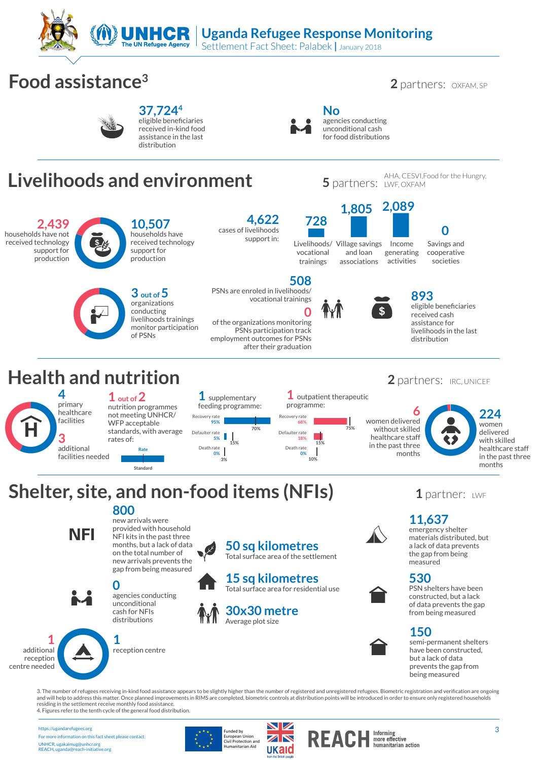# Uganda Refugee Response Monitoring

Settlement Fact Sheet: Palabek | January 2018

## Food assistance[3]

**2** partners: OXFAM, SP

**37,724**[4] eligible beneficiaries received in-kind food assistance in the last distribution

**No** agencies conducting unconditional cash for food distributions

## Livelihoods and environment

**5** partners: AHA, CESVI,Food for the Hungry, LWF, OXFAM

**2,439** households have not received technology support for production

**10,507** households have received technology support for production

**4,622** cases of livelihoods support in:

- 728 Livelihoods/ vocational trainings
- 1,805 Village savings and loan associations
- 2,089 Income generating activities
- 0 Savings and cooperative societies

**3** out of **5** organizations conducting livelihoods trainings monitor participation of PSNs

**508** PSNs are enroled in livelihoods/ vocational trainings

**0** of the organizations monitoring PSNs participation track employment outcomes for PSNs after their graduation

**893** eligible beneficiaries received cash assistance for livelihoods in the last distribution

## Health and nutrition

**2** partners: IRC, UNICEF

**4** primary healthcare facilities

**3** additional facilities needed

**1** out of **2** nutrition programmes not meeting UNHCR/ WFP acceptable standards, with average rates of:

Rate
Standard

**1** supplementary feeding programme:

Recovery rate 95% 70%
Defaulter rate 5% 15%
Death rate 0% 3%

**1** outpatient therapeutic programme:

Recovery rate 68% 75%
Defaulter rate 18% 15%
Death rate 0% 10%

**6** women delivered without skilled healthcare staff in the past three months

**224** women delivered with skilled healthcare staff in the past three months

## Shelter, site, and non-food items (NFIs)

**1** partner: LWF

NFI

**800** new arrivals were provided with household NFI kits in the past three months, but a lack of data on the total number of new arrivals prevents the gap from being measured

**0** agencies conducting unconditional cash for NFIs distributions

**1** additional reception centre needed

**1** reception centre

**50 sq kilometres** Total surface area of the settlement

**15 sq kilometres** Total surface area for residential use

**30x30 metre** Average plot size

**11,637** emergency shelter materials distributed, but a lack of data prevents the gap from being measured

**530** PSN shelters have been constructed, but a lack of data prevents the gap from being measured

**150** semi-permanent shelters have been constructed, but a lack of data prevents the gap from being measured

3. The number of refugees receiving in-kind food assistance appears to be slightly higher than the number of registered and unregistered refugees. Biometric registration and verification are ongoing and will help to address this matter. Once planned improvements in RIMS are completed, biometric controls at distribution points will be introduced in order to ensure only registered households residing in the settlement receive monthly food assistance.
4. Figures refer to the tenth cycle of the general food distribution.

https://ugandarefugees.org
For more information on this fact sheet please contact:
UNHCR, ugakaimug@unhcr.org
REACH, uganda@reach-initiative.org

Funded by European Union Civil Protection and Humanitarian Aid

UKaid from the British people

REACH Informing more effective humanitarian action